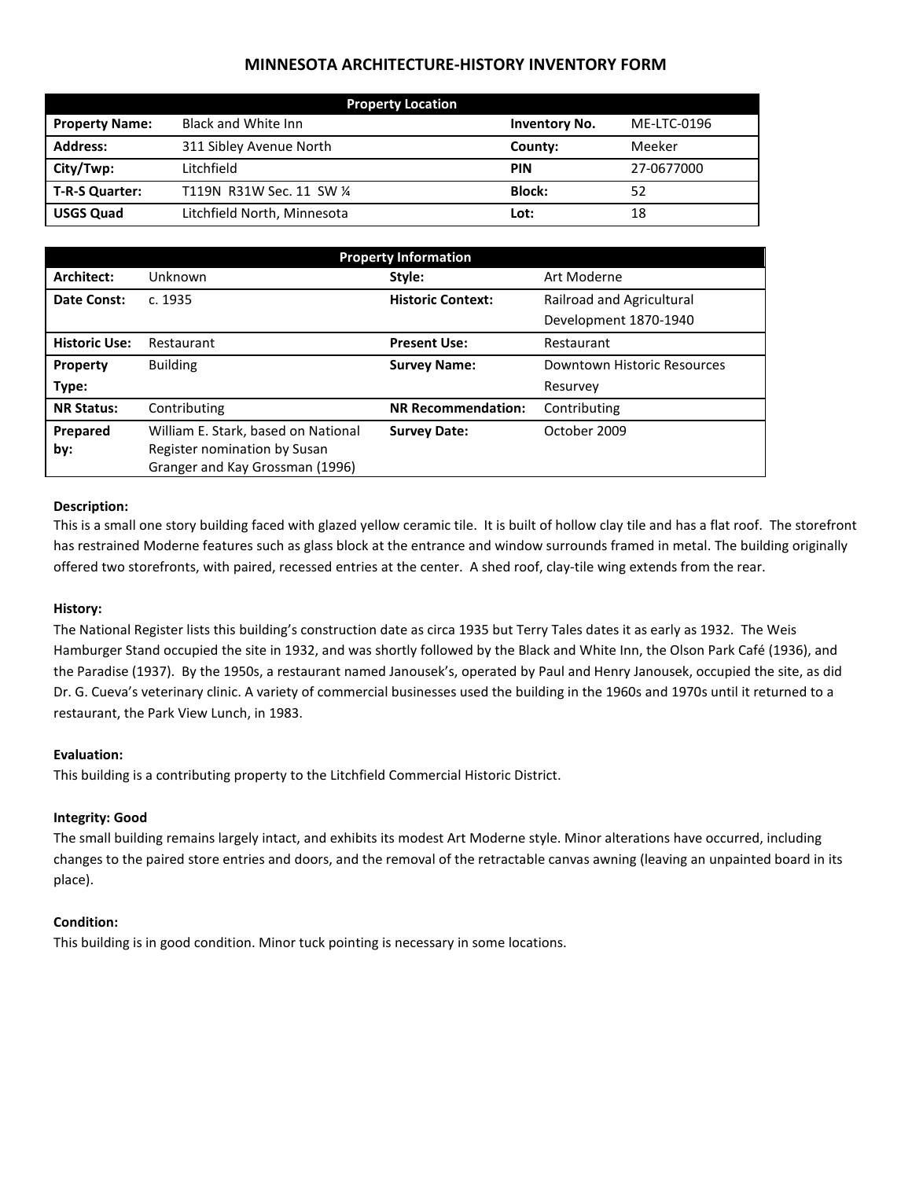# MINNESOTA ARCHITECTURE-HISTORY INVENTORY FORM

| Property Location | | | |
|---|---|---|---|
| **Property Name:** | Black and White Inn | **Inventory No.** | ME-LTC-0196 |
| **Address:** | 311 Sibley Avenue North | **County:** | Meeker |
| **City/Twp:** | Litchfield | **PIN** | 27-0677000 |
| **T-R-S Quarter:** | T119N R31W Sec. 11 SW ¼ | **Block:** | 52 |
| **USGS Quad** | Litchfield North, Minnesota | **Lot:** | 18 |

| Property Information | | | |
|---|---|---|---|
| **Architect:** | Unknown | **Style:** | Art Moderne |
| **Date Const:** | c. 1935 | **Historic Context:** | Railroad and Agricultural Development 1870-1940 |
| **Historic Use:** | Restaurant | **Present Use:** | Restaurant |
| **Property Type:** | Building | **Survey Name:** | Downtown Historic Resources Resurvey |
| **NR Status:** | Contributing | **NR Recommendation:** | Contributing |
| **Prepared by:** | William E. Stark, based on National Register nomination by Susan Granger and Kay Grossman (1996) | **Survey Date:** | October 2009 |

**Description:**

This is a small one story building faced with glazed yellow ceramic tile. It is built of hollow clay tile and has a flat roof. The storefront has restrained Moderne features such as glass block at the entrance and window surrounds framed in metal. The building originally offered two storefronts, with paired, recessed entries at the center. A shed roof, clay-tile wing extends from the rear.

**History:**

The National Register lists this building's construction date as circa 1935 but Terry Tales dates it as early as 1932. The Weis Hamburger Stand occupied the site in 1932, and was shortly followed by the Black and White Inn, the Olson Park Café (1936), and the Paradise (1937). By the 1950s, a restaurant named Janousek's, operated by Paul and Henry Janousek, occupied the site, as did Dr. G. Cueva's veterinary clinic. A variety of commercial businesses used the building in the 1960s and 1970s until it returned to a restaurant, the Park View Lunch, in 1983.

**Evaluation:**

This building is a contributing property to the Litchfield Commercial Historic District.

**Integrity: Good**

The small building remains largely intact, and exhibits its modest Art Moderne style. Minor alterations have occurred, including changes to the paired store entries and doors, and the removal of the retractable canvas awning (leaving an unpainted board in its place).

**Condition:**

This building is in good condition. Minor tuck pointing is necessary in some locations.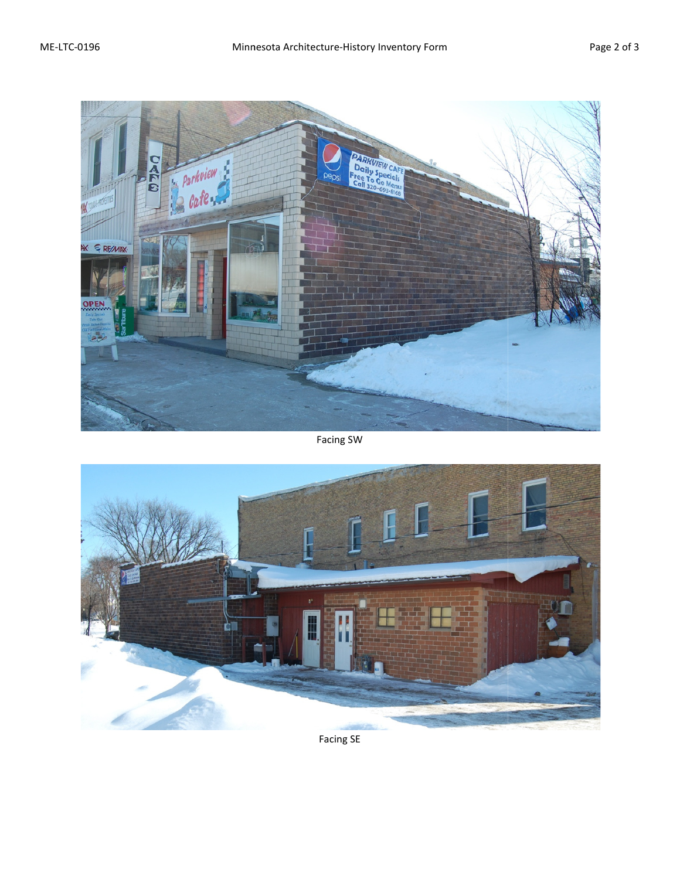Facing SW

Facing SE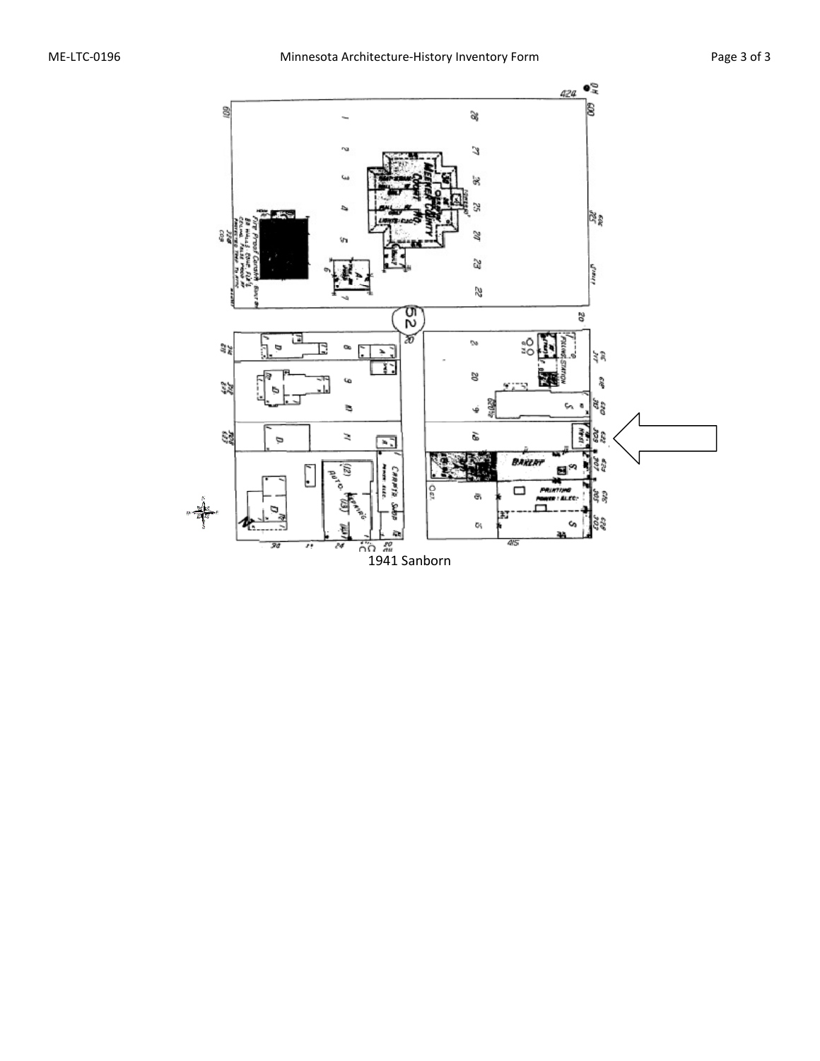1941 Sanborn